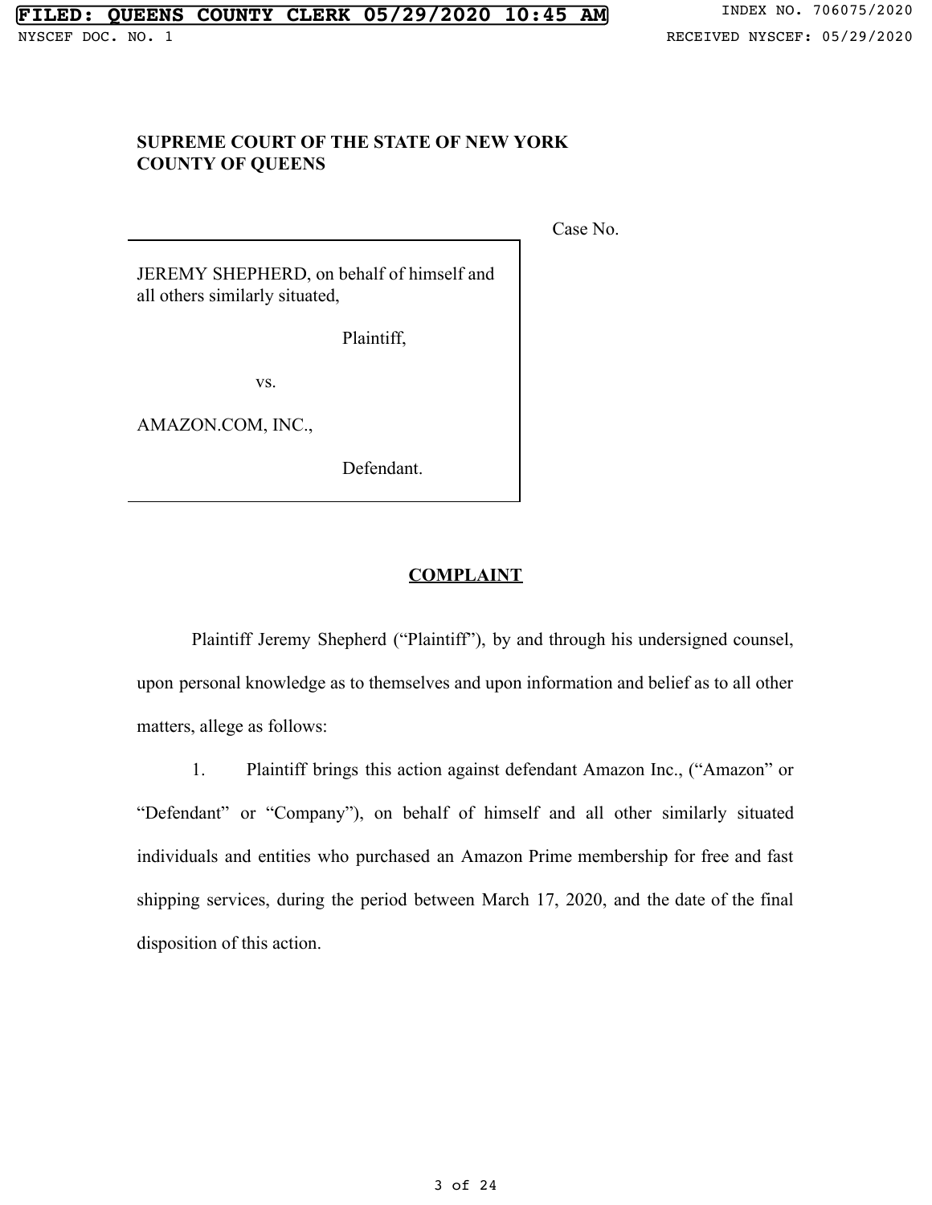FILED: QUEENS COUNTY CLERK 05/29/2020 10:45 AM

INDEX NO. 706075/2020

NYSCEF DOC. NO. 1

RECEIVED NYSCEF: 05/29/2020

**SUPREME COURT OF THE STATE OF NEW YORK**
**COUNTY OF QUEENS**

Case No.

JEREMY SHEPHERD, on behalf of himself and all others similarly situated,

Plaintiff,

vs.

AMAZON.COM, INC.,

Defendant.

**COMPLAINT**

Plaintiff Jeremy Shepherd ("Plaintiff"), by and through his undersigned counsel, upon personal knowledge as to themselves and upon information and belief as to all other matters, allege as follows:

1. Plaintiff brings this action against defendant Amazon Inc., ("Amazon" or "Defendant" or "Company"), on behalf of himself and all other similarly situated individuals and entities who purchased an Amazon Prime membership for free and fast shipping services, during the period between March 17, 2020, and the date of the final disposition of this action.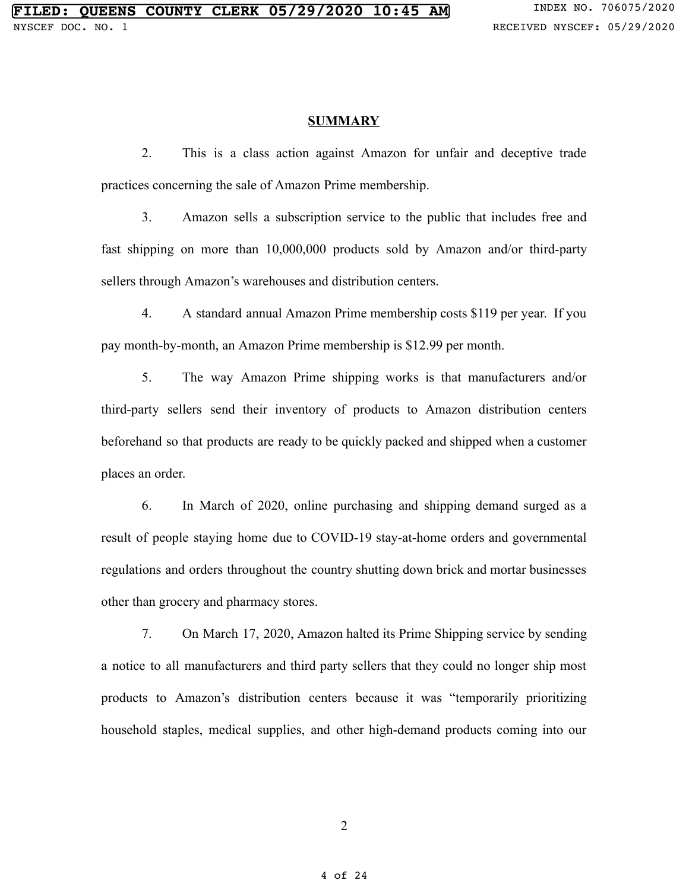## SUMMARY

2. This is a class action against Amazon for unfair and deceptive trade practices concerning the sale of Amazon Prime membership.

3. Amazon sells a subscription service to the public that includes free and fast shipping on more than 10,000,000 products sold by Amazon and/or third-party sellers through Amazon's warehouses and distribution centers.

4. A standard annual Amazon Prime membership costs $119 per year. If you pay month-by-month, an Amazon Prime membership is $12.99 per month.

5. The way Amazon Prime shipping works is that manufacturers and/or third-party sellers send their inventory of products to Amazon distribution centers beforehand so that products are ready to be quickly packed and shipped when a customer places an order.

6. In March of 2020, online purchasing and shipping demand surged as a result of people staying home due to COVID-19 stay-at-home orders and governmental regulations and orders throughout the country shutting down brick and mortar businesses other than grocery and pharmacy stores.

7. On March 17, 2020, Amazon halted its Prime Shipping service by sending a notice to all manufacturers and third party sellers that they could no longer ship most products to Amazon's distribution centers because it was "temporarily prioritizing household staples, medical supplies, and other high-demand products coming into our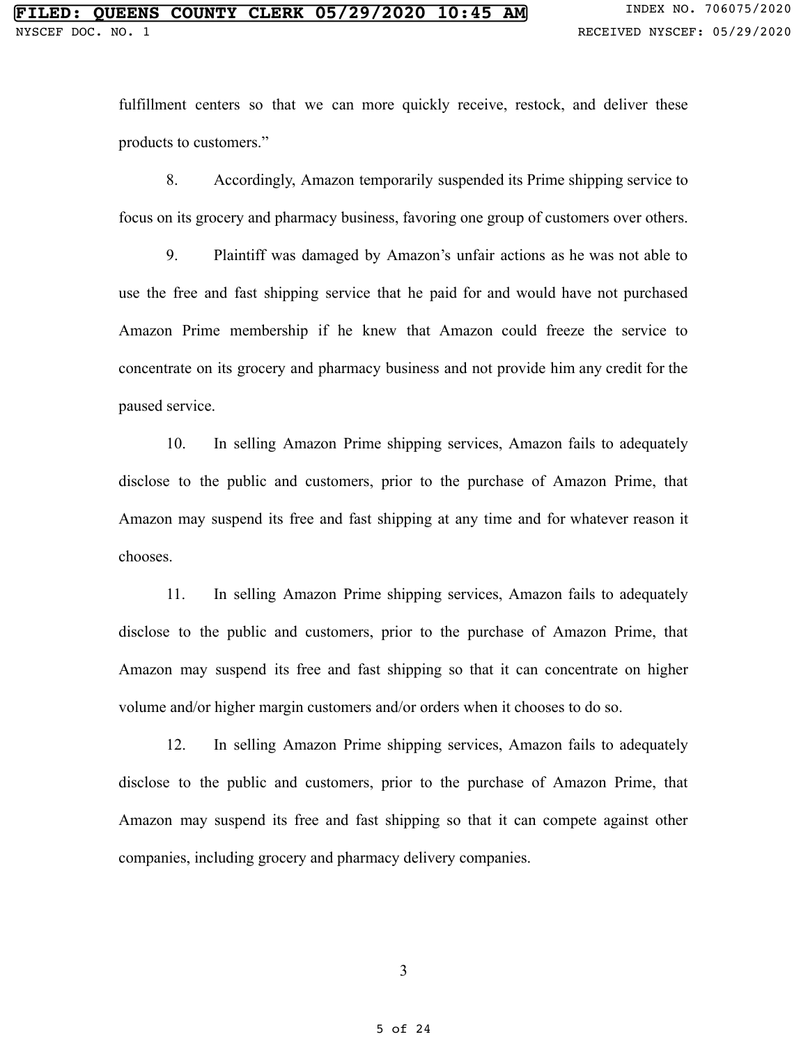fulfillment centers so that we can more quickly receive, restock, and deliver these products to customers."

8. Accordingly, Amazon temporarily suspended its Prime shipping service to focus on its grocery and pharmacy business, favoring one group of customers over others.

9. Plaintiff was damaged by Amazon's unfair actions as he was not able to use the free and fast shipping service that he paid for and would have not purchased Amazon Prime membership if he knew that Amazon could freeze the service to concentrate on its grocery and pharmacy business and not provide him any credit for the paused service.

10. In selling Amazon Prime shipping services, Amazon fails to adequately disclose to the public and customers, prior to the purchase of Amazon Prime, that Amazon may suspend its free and fast shipping at any time and for whatever reason it chooses.

11. In selling Amazon Prime shipping services, Amazon fails to adequately disclose to the public and customers, prior to the purchase of Amazon Prime, that Amazon may suspend its free and fast shipping so that it can concentrate on higher volume and/or higher margin customers and/or orders when it chooses to do so.

12. In selling Amazon Prime shipping services, Amazon fails to adequately disclose to the public and customers, prior to the purchase of Amazon Prime, that Amazon may suspend its free and fast shipping so that it can compete against other companies, including grocery and pharmacy delivery companies.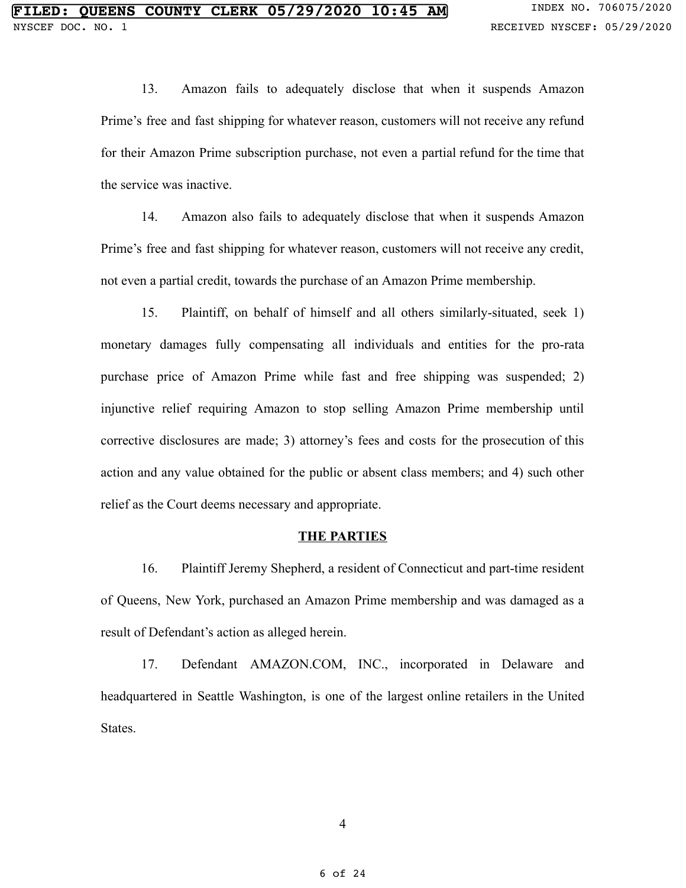13. Amazon fails to adequately disclose that when it suspends Amazon Prime's free and fast shipping for whatever reason, customers will not receive any refund for their Amazon Prime subscription purchase, not even a partial refund for the time that the service was inactive.

14. Amazon also fails to adequately disclose that when it suspends Amazon Prime's free and fast shipping for whatever reason, customers will not receive any credit, not even a partial credit, towards the purchase of an Amazon Prime membership.

15. Plaintiff, on behalf of himself and all others similarly-situated, seek 1) monetary damages fully compensating all individuals and entities for the pro-rata purchase price of Amazon Prime while fast and free shipping was suspended; 2) injunctive relief requiring Amazon to stop selling Amazon Prime membership until corrective disclosures are made; 3) attorney's fees and costs for the prosecution of this action and any value obtained for the public or absent class members; and 4) such other relief as the Court deems necessary and appropriate.

## THE PARTIES

16. Plaintiff Jeremy Shepherd, a resident of Connecticut and part-time resident of Queens, New York, purchased an Amazon Prime membership and was damaged as a result of Defendant's action as alleged herein.

17. Defendant AMAZON.COM, INC., incorporated in Delaware and headquartered in Seattle Washington, is one of the largest online retailers in the United States.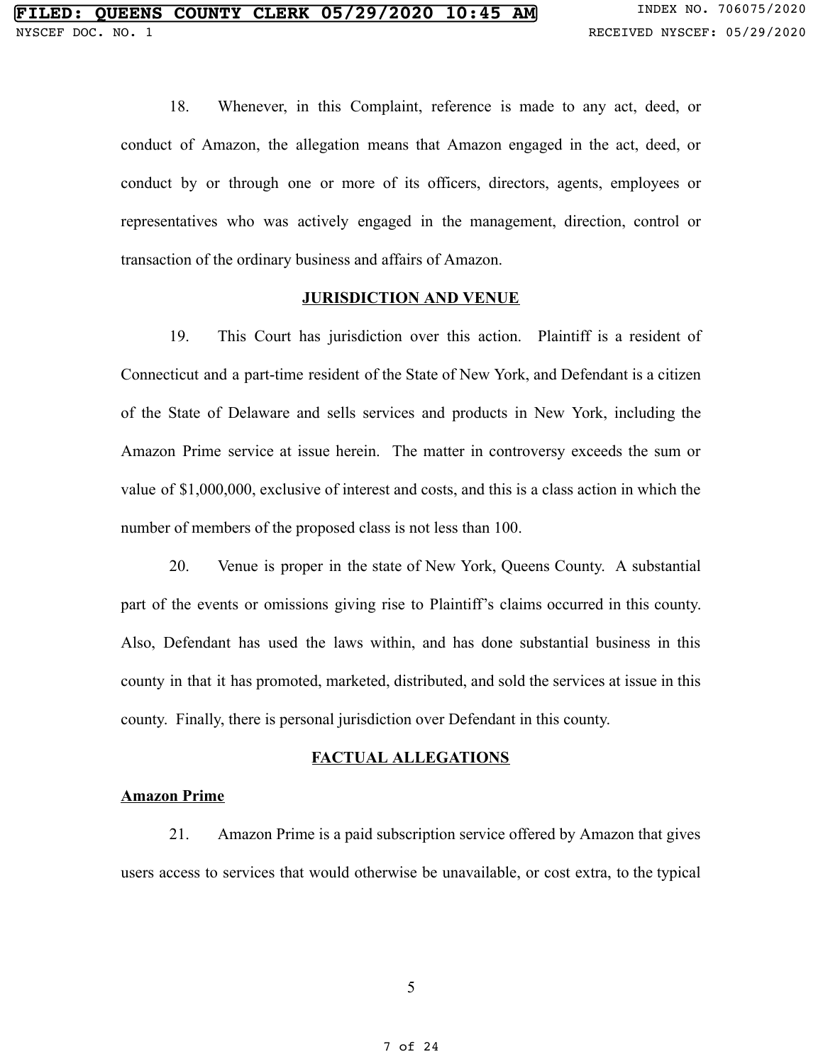18. Whenever, in this Complaint, reference is made to any act, deed, or conduct of Amazon, the allegation means that Amazon engaged in the act, deed, or conduct by or through one or more of its officers, directors, agents, employees or representatives who was actively engaged in the management, direction, control or transaction of the ordinary business and affairs of Amazon.

## JURISDICTION AND VENUE

19. This Court has jurisdiction over this action. Plaintiff is a resident of Connecticut and a part-time resident of the State of New York, and Defendant is a citizen of the State of Delaware and sells services and products in New York, including the Amazon Prime service at issue herein. The matter in controversy exceeds the sum or value of $1,000,000, exclusive of interest and costs, and this is a class action in which the number of members of the proposed class is not less than 100.

20. Venue is proper in the state of New York, Queens County. A substantial part of the events or omissions giving rise to Plaintiff's claims occurred in this county. Also, Defendant has used the laws within, and has done substantial business in this county in that it has promoted, marketed, distributed, and sold the services at issue in this county. Finally, there is personal jurisdiction over Defendant in this county.

## FACTUAL ALLEGATIONS

### Amazon Prime

21. Amazon Prime is a paid subscription service offered by Amazon that gives users access to services that would otherwise be unavailable, or cost extra, to the typical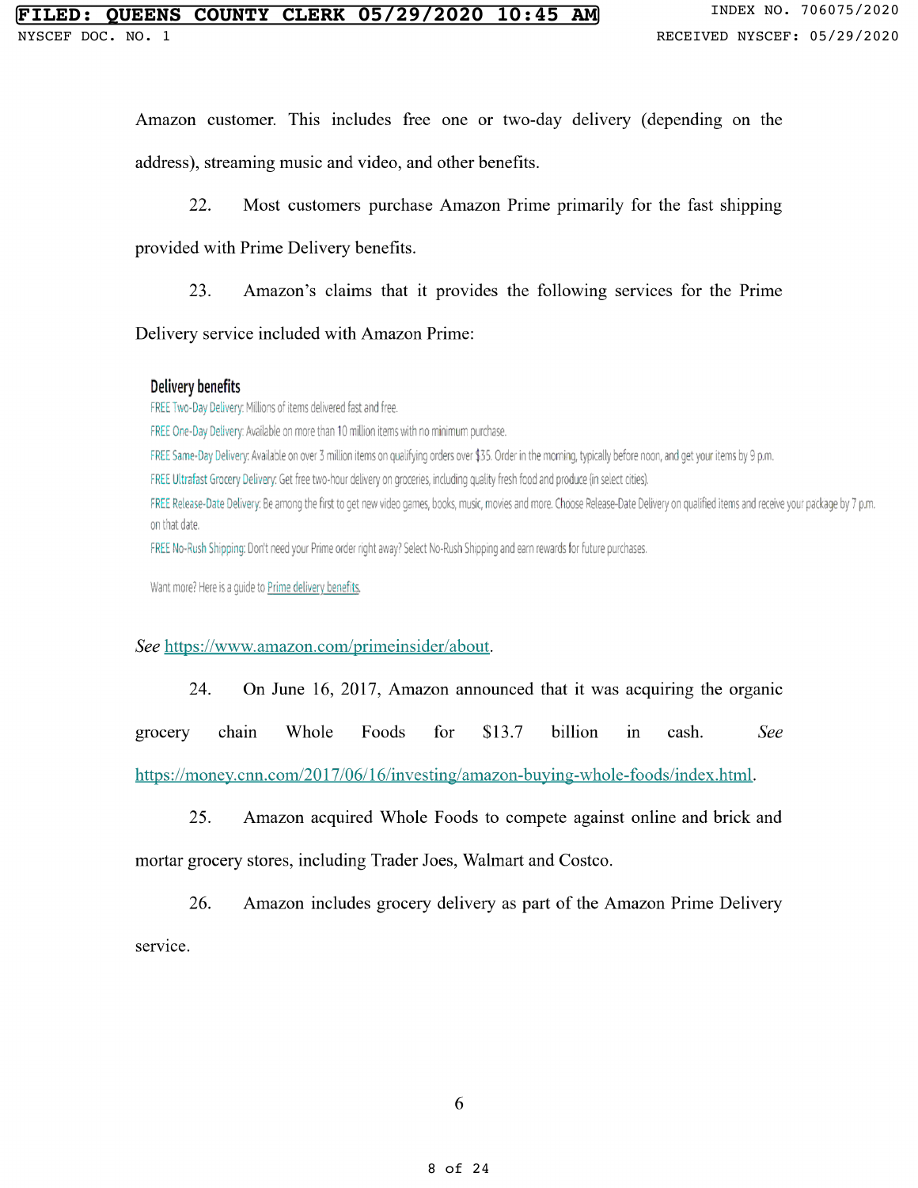Amazon customer. This includes free one or two-day delivery (depending on the address), streaming music and video, and other benefits.

22. Most customers purchase Amazon Prime primarily for the fast shipping provided with Prime Delivery benefits.

23. Amazon's claims that it provides the following services for the Prime Delivery service included with Amazon Prime:

**Delivery benefits**

FREE Two-Day Delivery: Millions of items delivered fast and free.

FREE One-Day Delivery: Available on more than 10 million items with no minimum purchase.

FREE Same-Day Delivery: Available on over 3 million items on qualifying orders over $35. Order in the morning, typically before noon, and get your items by 9 p.m.

FREE Ultrafast Grocery Delivery: Get free two-hour delivery on groceries, including quality fresh food and produce (in select cities).

FREE Release-Date Delivery: Be among the first to get new video games, books, music, movies and more. Choose Release-Date Delivery on qualified items and receive your package by 7 p.m. on that date.

FREE No-Rush Shipping: Don't need your Prime order right away? Select No-Rush Shipping and earn rewards for future purchases.

Want more? Here is a guide to Prime delivery benefits.

*See* https://www.amazon.com/primeinsider/about.

24. On June 16, 2017, Amazon announced that it was acquiring the organic grocery chain Whole Foods for $13.7 billion in cash. *See* https://money.cnn.com/2017/06/16/investing/amazon-buying-whole-foods/index.html.

25. Amazon acquired Whole Foods to compete against online and brick and mortar grocery stores, including Trader Joes, Walmart and Costco.

26. Amazon includes grocery delivery as part of the Amazon Prime Delivery service.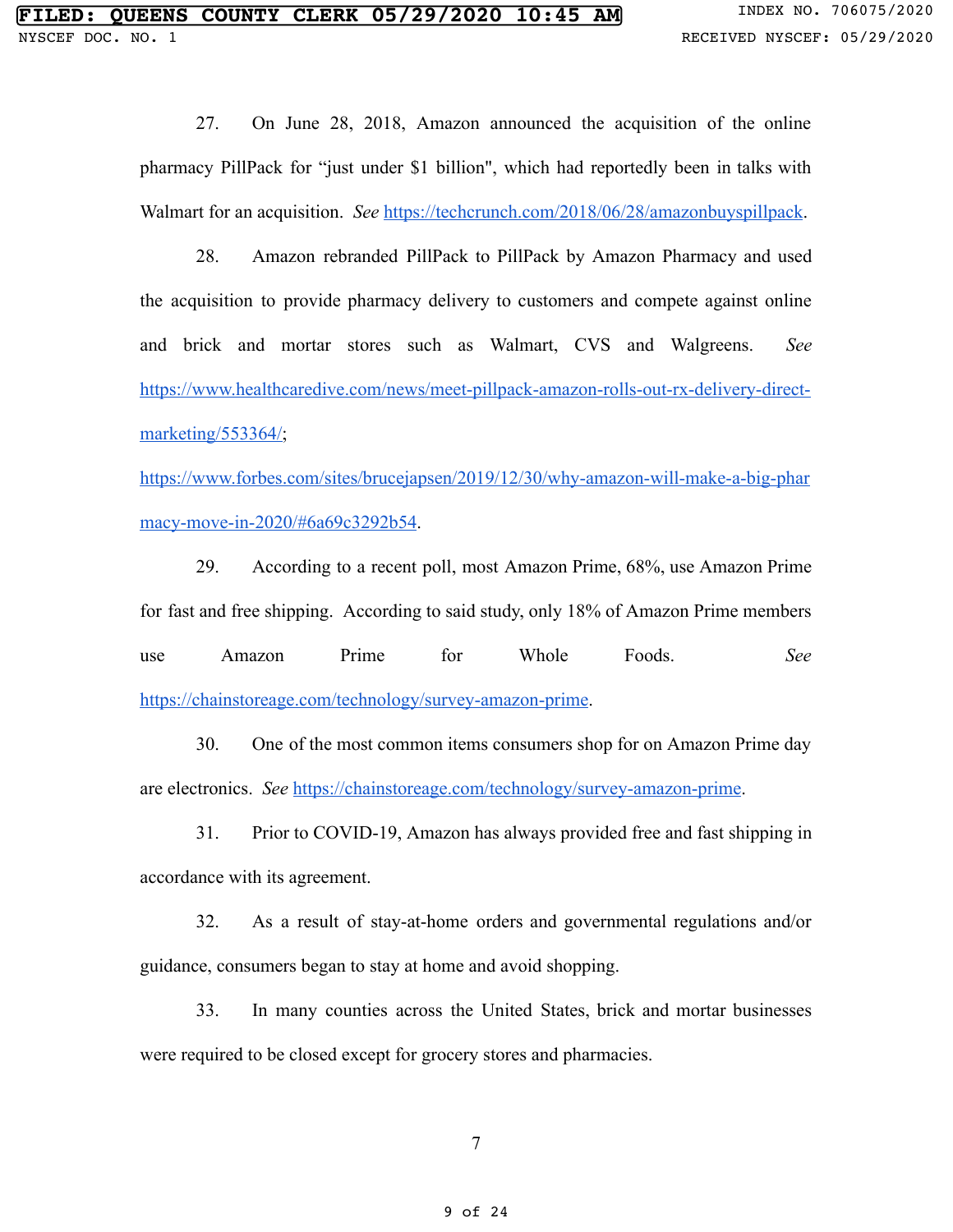27. On June 28, 2018, Amazon announced the acquisition of the online pharmacy PillPack for "just under $1 billion", which had reportedly been in talks with Walmart for an acquisition. *See* https://techcrunch.com/2018/06/28/amazonbuyspillpack.

28. Amazon rebranded PillPack to PillPack by Amazon Pharmacy and used the acquisition to provide pharmacy delivery to customers and compete against online and brick and mortar stores such as Walmart, CVS and Walgreens. *See* https://www.healthcaredive.com/news/meet-pillpack-amazon-rolls-out-rx-delivery-direct-marketing/553364/; https://www.forbes.com/sites/brucejapsen/2019/12/30/why-amazon-will-make-a-big-pharmacy-move-in-2020/#6a69c3292b54.

29. According to a recent poll, most Amazon Prime, 68%, use Amazon Prime for fast and free shipping. According to said study, only 18% of Amazon Prime members use Amazon Prime for Whole Foods. *See* https://chainstoreage.com/technology/survey-amazon-prime.

30. One of the most common items consumers shop for on Amazon Prime day are electronics. *See* https://chainstoreage.com/technology/survey-amazon-prime.

31. Prior to COVID-19, Amazon has always provided free and fast shipping in accordance with its agreement.

32. As a result of stay-at-home orders and governmental regulations and/or guidance, consumers began to stay at home and avoid shopping.

33. In many counties across the United States, brick and mortar businesses were required to be closed except for grocery stores and pharmacies.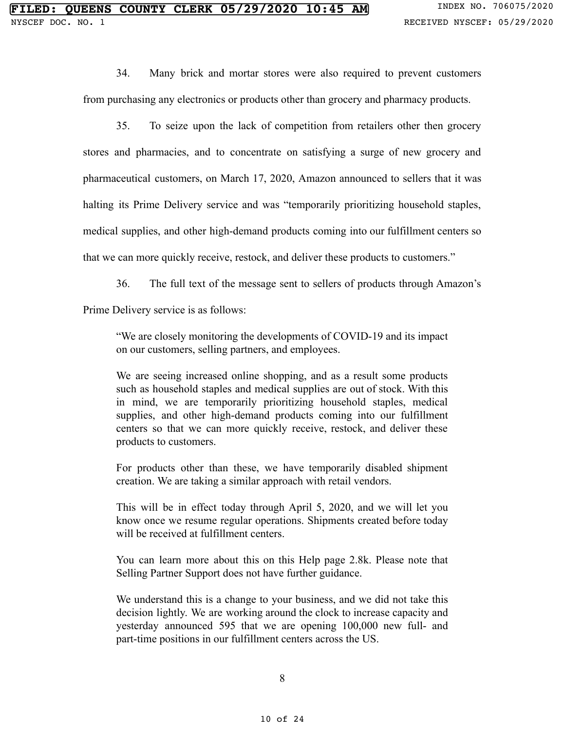34. Many brick and mortar stores were also required to prevent customers from purchasing any electronics or products other than grocery and pharmacy products.

35. To seize upon the lack of competition from retailers other then grocery stores and pharmacies, and to concentrate on satisfying a surge of new grocery and pharmaceutical customers, on March 17, 2020, Amazon announced to sellers that it was halting its Prime Delivery service and was "temporarily prioritizing household staples, medical supplies, and other high-demand products coming into our fulfillment centers so that we can more quickly receive, restock, and deliver these products to customers."

36. The full text of the message sent to sellers of products through Amazon's Prime Delivery service is as follows:

> "We are closely monitoring the developments of COVID-19 and its impact on our customers, selling partners, and employees.
>
> We are seeing increased online shopping, and as a result some products such as household staples and medical supplies are out of stock. With this in mind, we are temporarily prioritizing household staples, medical supplies, and other high-demand products coming into our fulfillment centers so that we can more quickly receive, restock, and deliver these products to customers.
>
> For products other than these, we have temporarily disabled shipment creation. We are taking a similar approach with retail vendors.
>
> This will be in effect today through April 5, 2020, and we will let you know once we resume regular operations. Shipments created before today will be received at fulfillment centers.
>
> You can learn more about this on this Help page 2.8k. Please note that Selling Partner Support does not have further guidance.
>
> We understand this is a change to your business, and we did not take this decision lightly. We are working around the clock to increase capacity and yesterday announced 595 that we are opening 100,000 new full- and part-time positions in our fulfillment centers across the US.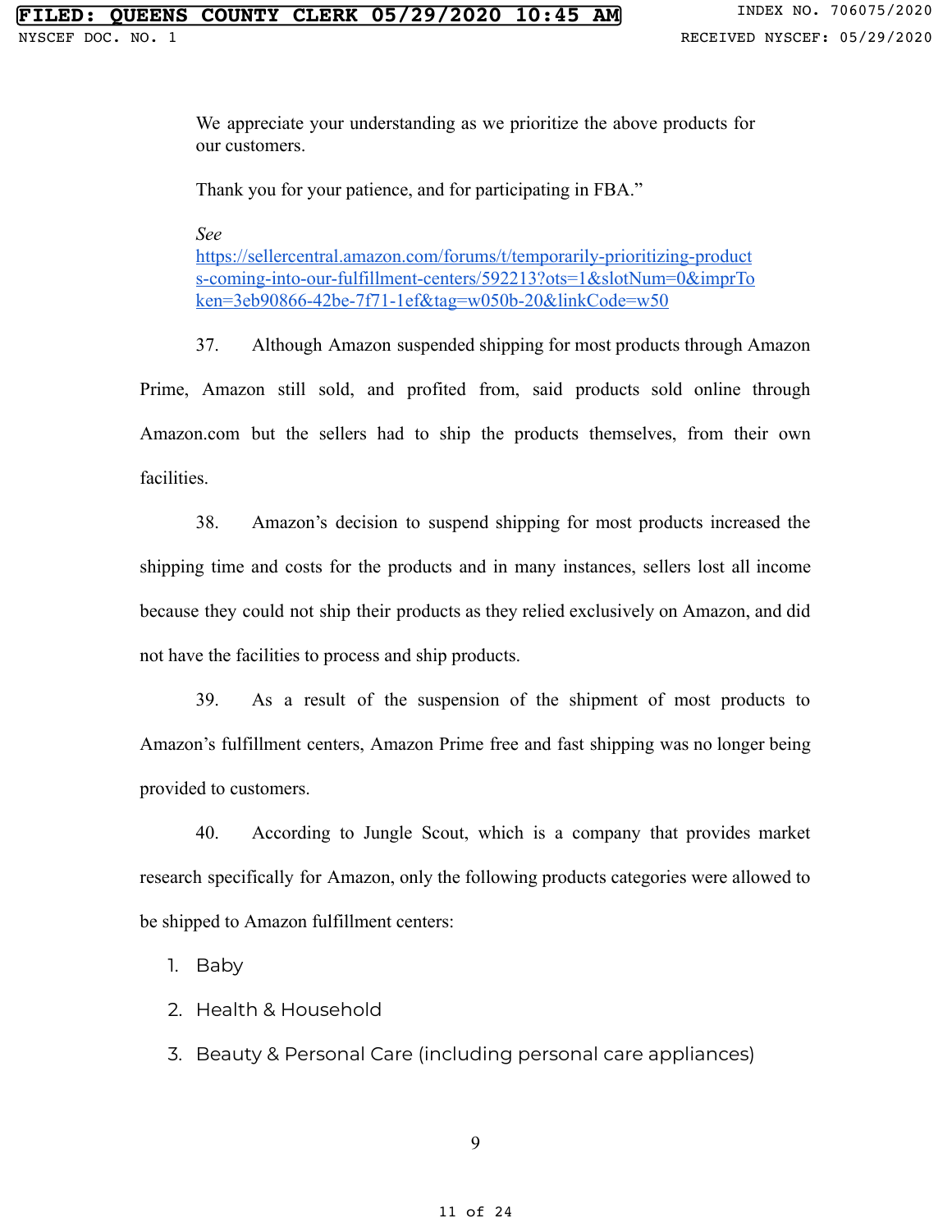We appreciate your understanding as we prioritize the above products for our customers.

Thank you for your patience, and for participating in FBA."

*See* [https://sellercentral.amazon.com/forums/t/temporarily-prioritizing-products-coming-into-our-fulfillment-centers/592213?ots=1&slotNum=0&imprToken=3eb90866-42be-7f71-1ef&tag=w050b-20&linkCode=w50](https://sellercentral.amazon.com/forums/t/temporarily-prioritizing-products-coming-into-our-fulfillment-centers/592213?ots=1&slotNum=0&imprToken=3eb90866-42be-7f71-1ef&tag=w050b-20&linkCode=w50)

37. Although Amazon suspended shipping for most products through Amazon Prime, Amazon still sold, and profited from, said products sold online through Amazon.com but the sellers had to ship the products themselves, from their own facilities.

38. Amazon's decision to suspend shipping for most products increased the shipping time and costs for the products and in many instances, sellers lost all income because they could not ship their products as they relied exclusively on Amazon, and did not have the facilities to process and ship products.

39. As a result of the suspension of the shipment of most products to Amazon's fulfillment centers, Amazon Prime free and fast shipping was no longer being provided to customers.

40. According to Jungle Scout, which is a company that provides market research specifically for Amazon, only the following products categories were allowed to be shipped to Amazon fulfillment centers:

1. Baby
2. Health & Household
3. Beauty & Personal Care (including personal care appliances)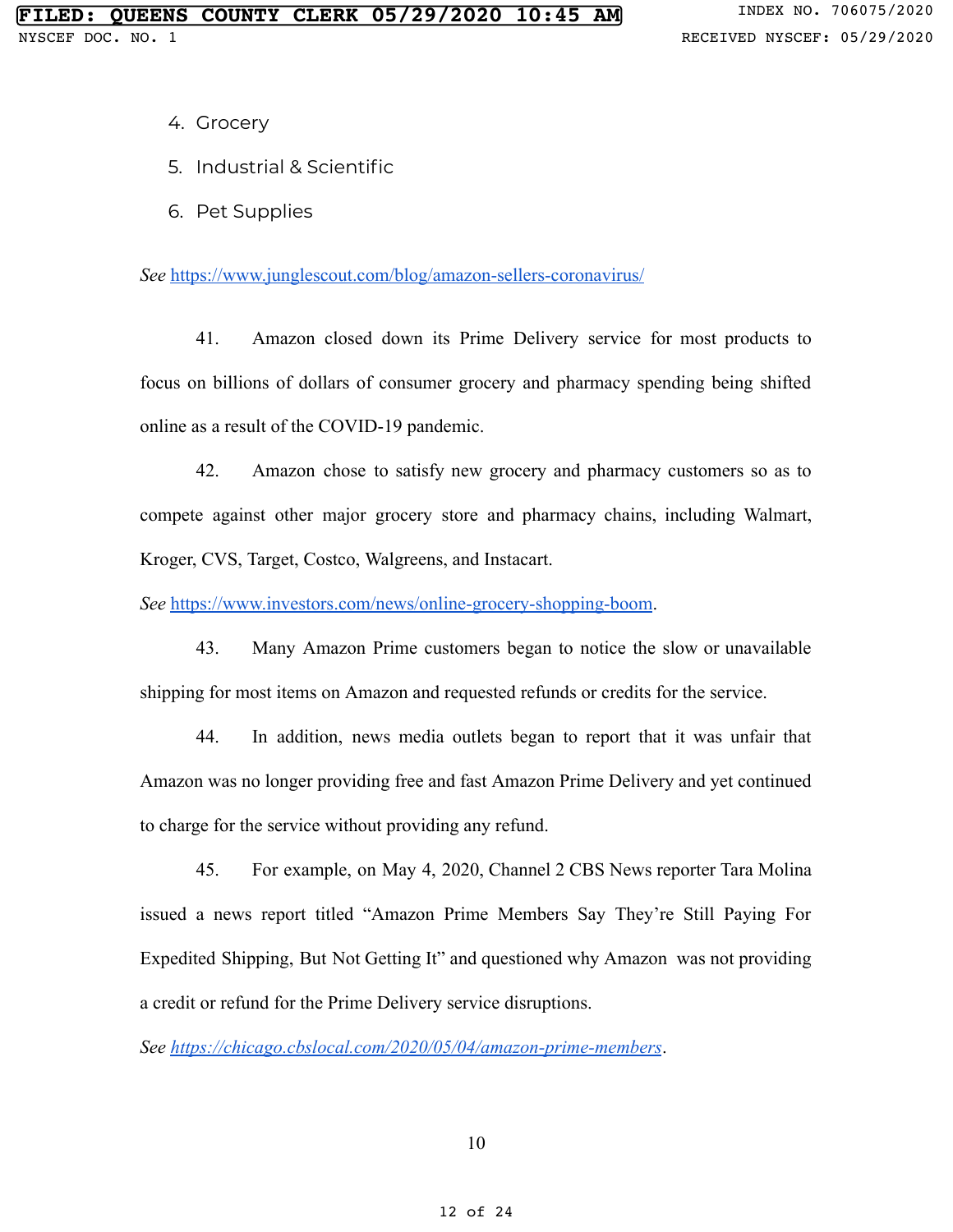4. Grocery
5. Industrial & Scientific
6. Pet Supplies

*See* https://www.junglescout.com/blog/amazon-sellers-coronavirus/

41. Amazon closed down its Prime Delivery service for most products to focus on billions of dollars of consumer grocery and pharmacy spending being shifted online as a result of the COVID-19 pandemic.

42. Amazon chose to satisfy new grocery and pharmacy customers so as to compete against other major grocery store and pharmacy chains, including Walmart, Kroger, CVS, Target, Costco, Walgreens, and Instacart.

*See* https://www.investors.com/news/online-grocery-shopping-boom.

43. Many Amazon Prime customers began to notice the slow or unavailable shipping for most items on Amazon and requested refunds or credits for the service.

44. In addition, news media outlets began to report that it was unfair that Amazon was no longer providing free and fast Amazon Prime Delivery and yet continued to charge for the service without providing any refund.

45. For example, on May 4, 2020, Channel 2 CBS News reporter Tara Molina issued a news report titled "Amazon Prime Members Say They're Still Paying For Expedited Shipping, But Not Getting It" and questioned why Amazon was not providing a credit or refund for the Prime Delivery service disruptions.

*See* *https://chicago.cbslocal.com/2020/05/04/amazon-prime-members*.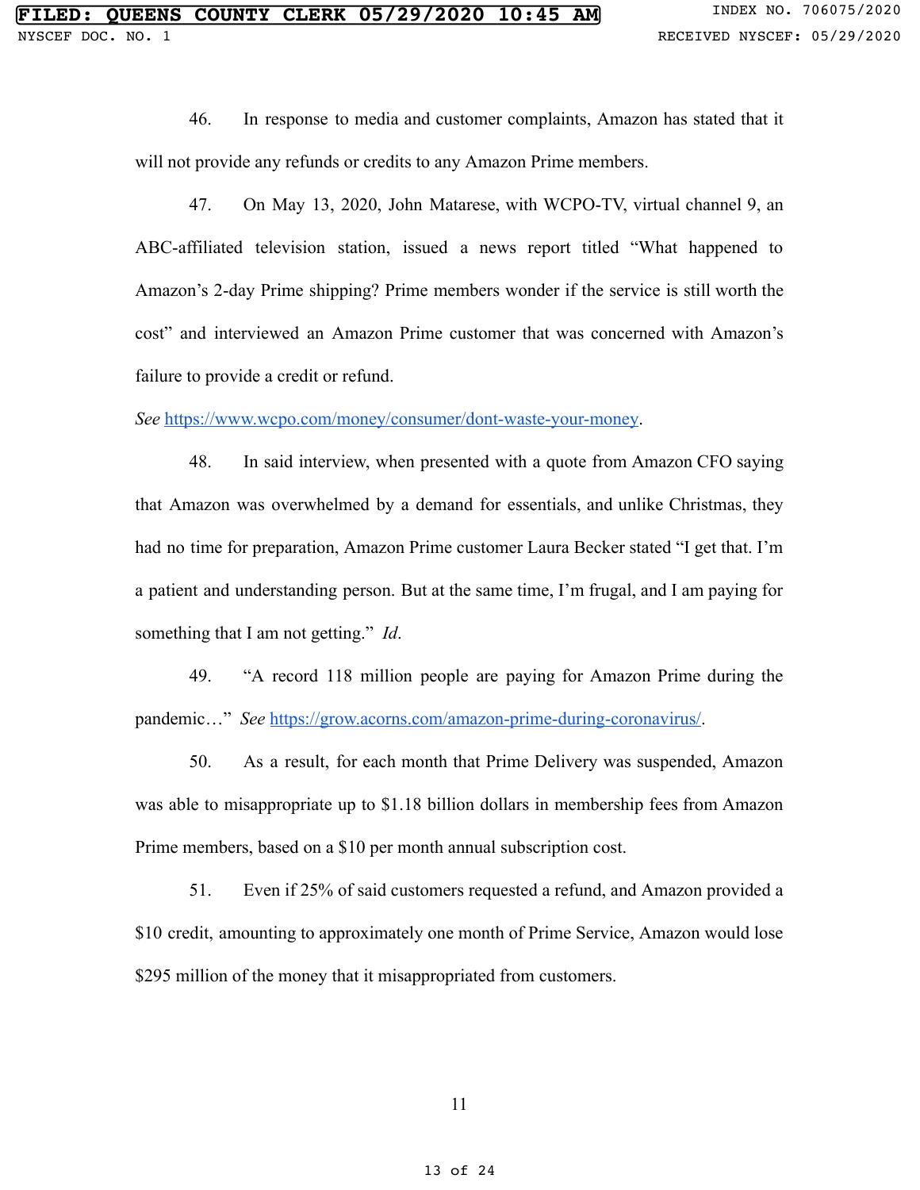46. In response to media and customer complaints, Amazon has stated that it will not provide any refunds or credits to any Amazon Prime members.

47. On May 13, 2020, John Matarese, with WCPO-TV, virtual channel 9, an ABC-affiliated television station, issued a news report titled "What happened to Amazon's 2-day Prime shipping? Prime members wonder if the service is still worth the cost" and interviewed an Amazon Prime customer that was concerned with Amazon's failure to provide a credit or refund.

*See* https://www.wcpo.com/money/consumer/dont-waste-your-money.

48. In said interview, when presented with a quote from Amazon CFO saying that Amazon was overwhelmed by a demand for essentials, and unlike Christmas, they had no time for preparation, Amazon Prime customer Laura Becker stated "I get that. I'm a patient and understanding person. But at the same time, I'm frugal, and I am paying for something that I am not getting." *Id.*

49. "A record 118 million people are paying for Amazon Prime during the pandemic…" *See* https://grow.acorns.com/amazon-prime-during-coronavirus/.

50. As a result, for each month that Prime Delivery was suspended, Amazon was able to misappropriate up to $1.18 billion dollars in membership fees from Amazon Prime members, based on a $10 per month annual subscription cost.

51. Even if 25% of said customers requested a refund, and Amazon provided a $10 credit, amounting to approximately one month of Prime Service, Amazon would lose $295 million of the money that it misappropriated from customers.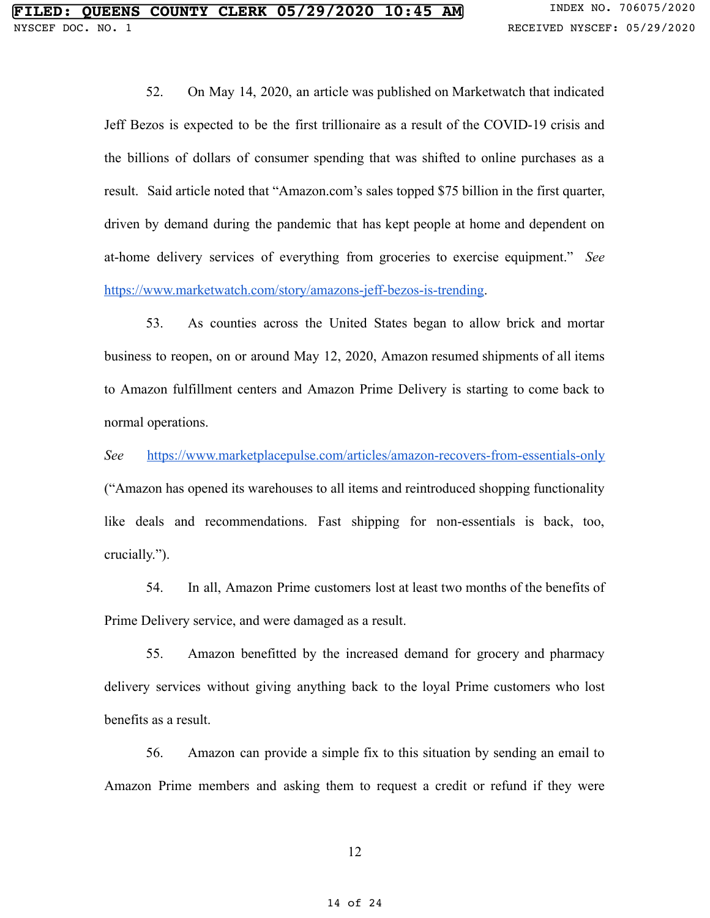52. On May 14, 2020, an article was published on Marketwatch that indicated Jeff Bezos is expected to be the first trillionaire as a result of the COVID-19 crisis and the billions of dollars of consumer spending that was shifted to online purchases as a result. Said article noted that "Amazon.com's sales topped $75 billion in the first quarter, driven by demand during the pandemic that has kept people at home and dependent on at-home delivery services of everything from groceries to exercise equipment." *See* https://www.marketwatch.com/story/amazons-jeff-bezos-is-trending.

53. As counties across the United States began to allow brick and mortar business to reopen, on or around May 12, 2020, Amazon resumed shipments of all items to Amazon fulfillment centers and Amazon Prime Delivery is starting to come back to normal operations.

*See* https://www.marketplacepulse.com/articles/amazon-recovers-from-essentials-only ("Amazon has opened its warehouses to all items and reintroduced shopping functionality like deals and recommendations. Fast shipping for non-essentials is back, too, crucially.").

54. In all, Amazon Prime customers lost at least two months of the benefits of Prime Delivery service, and were damaged as a result.

55. Amazon benefitted by the increased demand for grocery and pharmacy delivery services without giving anything back to the loyal Prime customers who lost benefits as a result.

56. Amazon can provide a simple fix to this situation by sending an email to Amazon Prime members and asking them to request a credit or refund if they were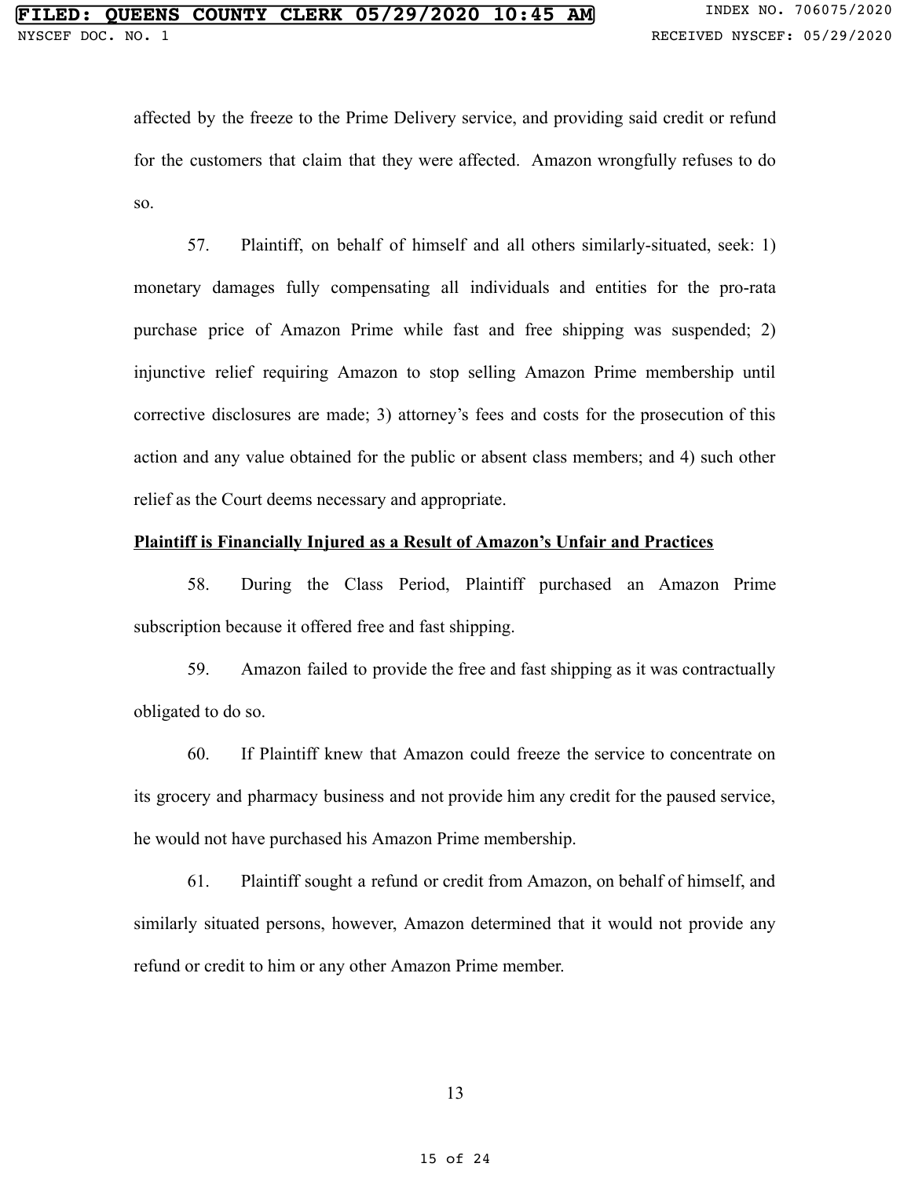affected by the freeze to the Prime Delivery service, and providing said credit or refund for the customers that claim that they were affected. Amazon wrongfully refuses to do so.

57. Plaintiff, on behalf of himself and all others similarly-situated, seek: 1) monetary damages fully compensating all individuals and entities for the pro-rata purchase price of Amazon Prime while fast and free shipping was suspended; 2) injunctive relief requiring Amazon to stop selling Amazon Prime membership until corrective disclosures are made; 3) attorney's fees and costs for the prosecution of this action and any value obtained for the public or absent class members; and 4) such other relief as the Court deems necessary and appropriate.

**Plaintiff is Financially Injured as a Result of Amazon's Unfair and Practices**

58. During the Class Period, Plaintiff purchased an Amazon Prime subscription because it offered free and fast shipping.

59. Amazon failed to provide the free and fast shipping as it was contractually obligated to do so.

60. If Plaintiff knew that Amazon could freeze the service to concentrate on its grocery and pharmacy business and not provide him any credit for the paused service, he would not have purchased his Amazon Prime membership.

61. Plaintiff sought a refund or credit from Amazon, on behalf of himself, and similarly situated persons, however, Amazon determined that it would not provide any refund or credit to him or any other Amazon Prime member.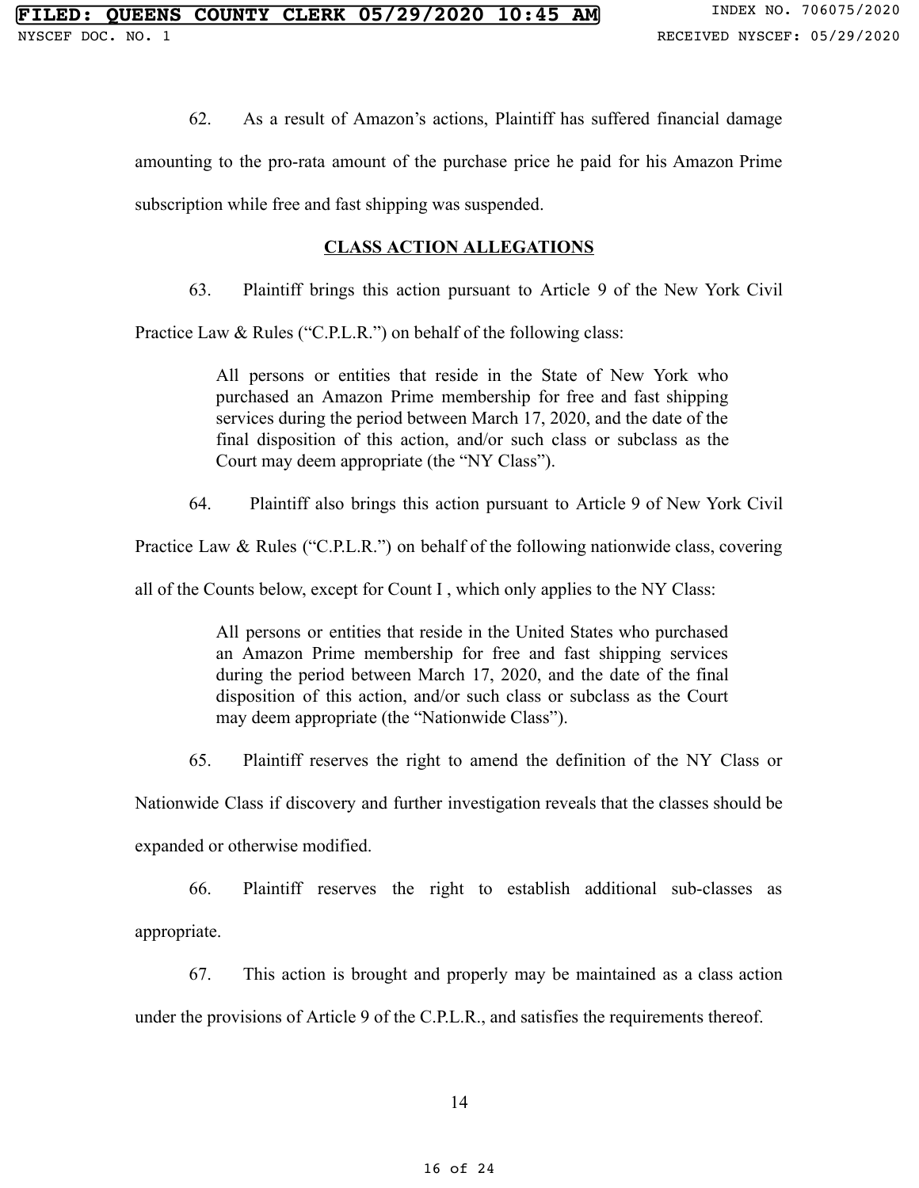62. As a result of Amazon's actions, Plaintiff has suffered financial damage amounting to the pro-rata amount of the purchase price he paid for his Amazon Prime subscription while free and fast shipping was suspended.

## CLASS ACTION ALLEGATIONS

63. Plaintiff brings this action pursuant to Article 9 of the New York Civil Practice Law & Rules ("C.P.L.R.") on behalf of the following class:

> All persons or entities that reside in the State of New York who purchased an Amazon Prime membership for free and fast shipping services during the period between March 17, 2020, and the date of the final disposition of this action, and/or such class or subclass as the Court may deem appropriate (the "NY Class").

64. Plaintiff also brings this action pursuant to Article 9 of New York Civil Practice Law & Rules ("C.P.L.R.") on behalf of the following nationwide class, covering all of the Counts below, except for Count I , which only applies to the NY Class:

> All persons or entities that reside in the United States who purchased an Amazon Prime membership for free and fast shipping services during the period between March 17, 2020, and the date of the final disposition of this action, and/or such class or subclass as the Court may deem appropriate (the "Nationwide Class").

65. Plaintiff reserves the right to amend the definition of the NY Class or Nationwide Class if discovery and further investigation reveals that the classes should be expanded or otherwise modified.

66. Plaintiff reserves the right to establish additional sub-classes as appropriate.

67. This action is brought and properly may be maintained as a class action under the provisions of Article 9 of the C.P.L.R., and satisfies the requirements thereof.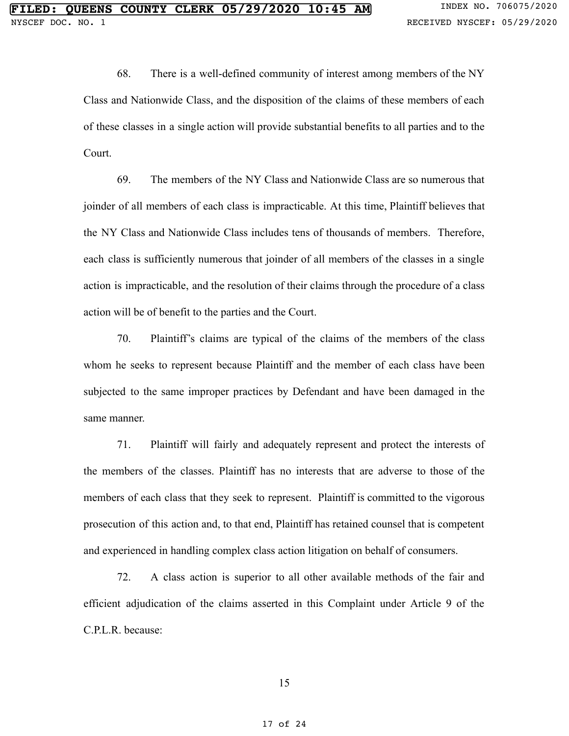68. There is a well-defined community of interest among members of the NY Class and Nationwide Class, and the disposition of the claims of these members of each of these classes in a single action will provide substantial benefits to all parties and to the Court.

69. The members of the NY Class and Nationwide Class are so numerous that joinder of all members of each class is impracticable. At this time, Plaintiff believes that the NY Class and Nationwide Class includes tens of thousands of members. Therefore, each class is sufficiently numerous that joinder of all members of the classes in a single action is impracticable, and the resolution of their claims through the procedure of a class action will be of benefit to the parties and the Court.

70. Plaintiff's claims are typical of the claims of the members of the class whom he seeks to represent because Plaintiff and the member of each class have been subjected to the same improper practices by Defendant and have been damaged in the same manner.

71. Plaintiff will fairly and adequately represent and protect the interests of the members of the classes. Plaintiff has no interests that are adverse to those of the members of each class that they seek to represent. Plaintiff is committed to the vigorous prosecution of this action and, to that end, Plaintiff has retained counsel that is competent and experienced in handling complex class action litigation on behalf of consumers.

72. A class action is superior to all other available methods of the fair and efficient adjudication of the claims asserted in this Complaint under Article 9 of the C.P.L.R. because: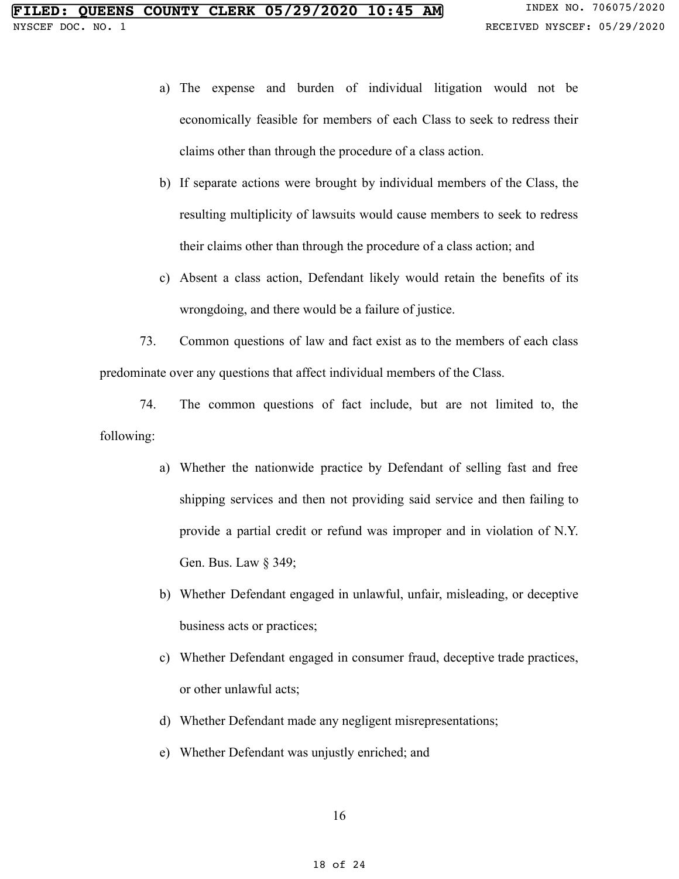a) The expense and burden of individual litigation would not be economically feasible for members of each Class to seek to redress their claims other than through the procedure of a class action.

b) If separate actions were brought by individual members of the Class, the resulting multiplicity of lawsuits would cause members to seek to redress their claims other than through the procedure of a class action; and

c) Absent a class action, Defendant likely would retain the benefits of its wrongdoing, and there would be a failure of justice.

73. Common questions of law and fact exist as to the members of each class predominate over any questions that affect individual members of the Class.

74. The common questions of fact include, but are not limited to, the following:

a) Whether the nationwide practice by Defendant of selling fast and free shipping services and then not providing said service and then failing to provide a partial credit or refund was improper and in violation of N.Y. Gen. Bus. Law § 349;

b) Whether Defendant engaged in unlawful, unfair, misleading, or deceptive business acts or practices;

c) Whether Defendant engaged in consumer fraud, deceptive trade practices, or other unlawful acts;

d) Whether Defendant made any negligent misrepresentations;

e) Whether Defendant was unjustly enriched; and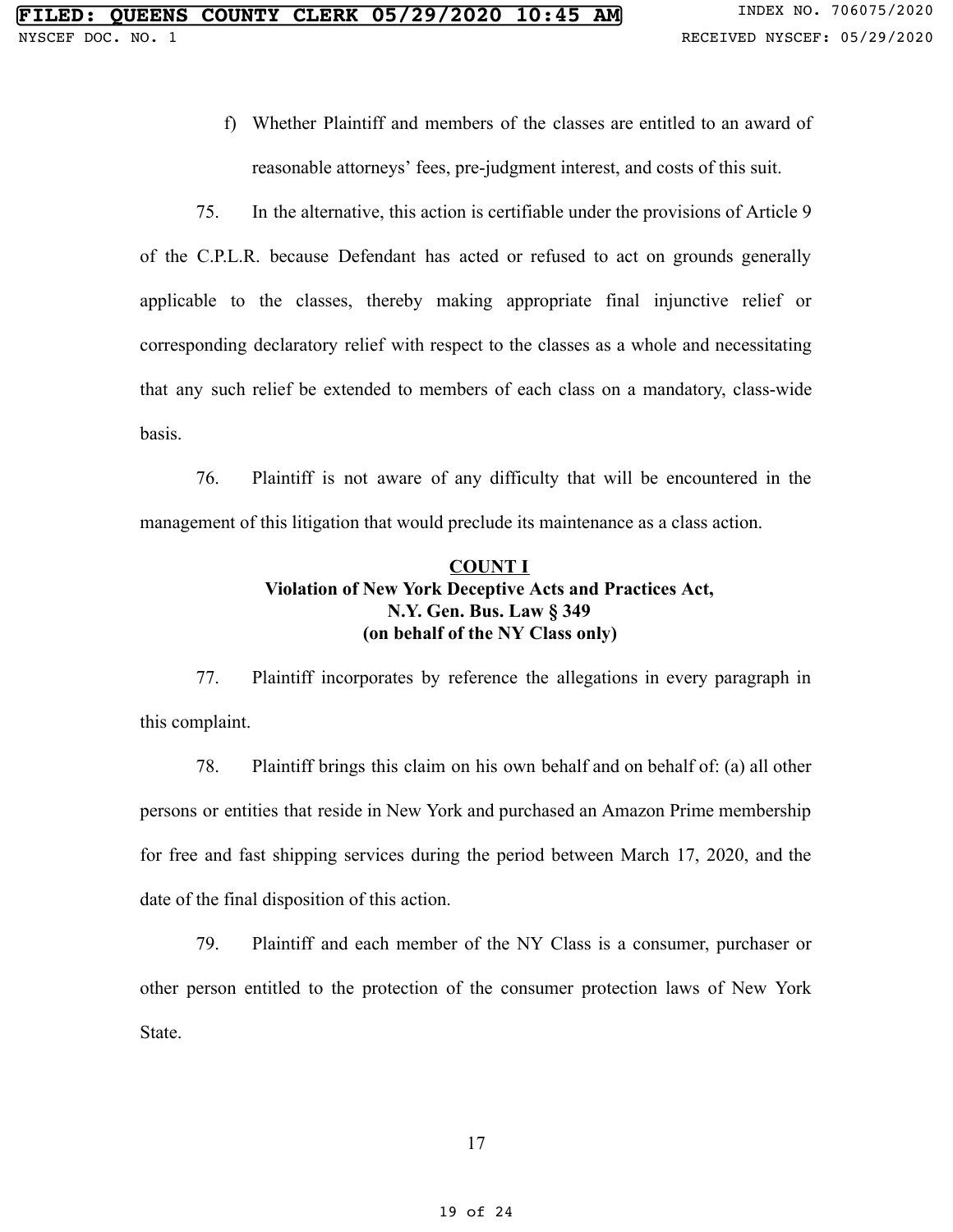f) Whether Plaintiff and members of the classes are entitled to an award of reasonable attorneys' fees, pre-judgment interest, and costs of this suit.

75. In the alternative, this action is certifiable under the provisions of Article 9 of the C.P.L.R. because Defendant has acted or refused to act on grounds generally applicable to the classes, thereby making appropriate final injunctive relief or corresponding declaratory relief with respect to the classes as a whole and necessitating that any such relief be extended to members of each class on a mandatory, class-wide basis.

76. Plaintiff is not aware of any difficulty that will be encountered in the management of this litigation that would preclude its maintenance as a class action.

**COUNT I**
**Violation of New York Deceptive Acts and Practices Act, N.Y. Gen. Bus. Law § 349 (on behalf of the NY Class only)**

77. Plaintiff incorporates by reference the allegations in every paragraph in this complaint.

78. Plaintiff brings this claim on his own behalf and on behalf of: (a) all other persons or entities that reside in New York and purchased an Amazon Prime membership for free and fast shipping services during the period between March 17, 2020, and the date of the final disposition of this action.

79. Plaintiff and each member of the NY Class is a consumer, purchaser or other person entitled to the protection of the consumer protection laws of New York State.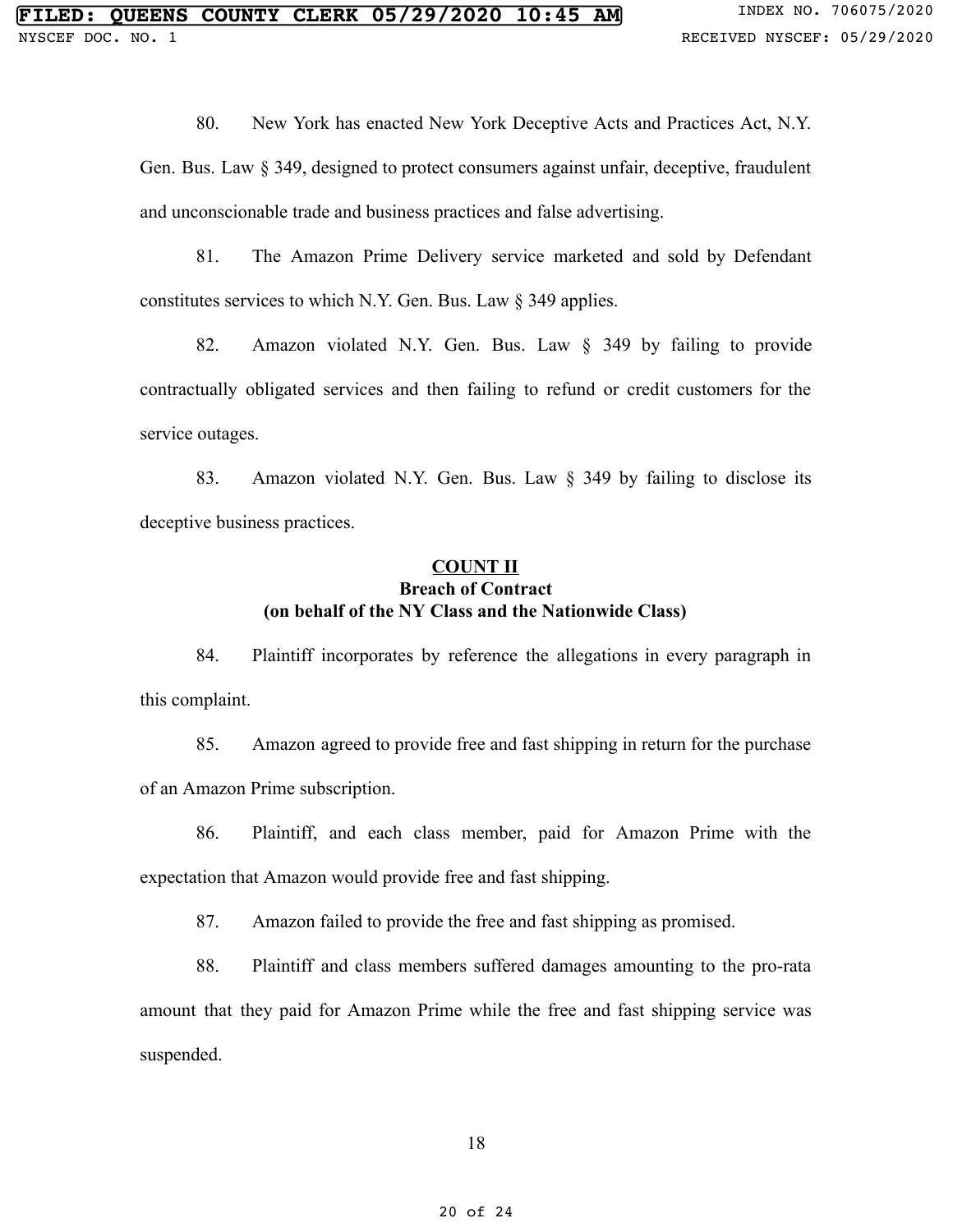80. New York has enacted New York Deceptive Acts and Practices Act, N.Y. Gen. Bus. Law § 349, designed to protect consumers against unfair, deceptive, fraudulent and unconscionable trade and business practices and false advertising.

81. The Amazon Prime Delivery service marketed and sold by Defendant constitutes services to which N.Y. Gen. Bus. Law § 349 applies.

82. Amazon violated N.Y. Gen. Bus. Law § 349 by failing to provide contractually obligated services and then failing to refund or credit customers for the service outages.

83. Amazon violated N.Y. Gen. Bus. Law § 349 by failing to disclose its deceptive business practices.

## COUNT II
### Breach of Contract
### (on behalf of the NY Class and the Nationwide Class)

84. Plaintiff incorporates by reference the allegations in every paragraph in this complaint.

85. Amazon agreed to provide free and fast shipping in return for the purchase of an Amazon Prime subscription.

86. Plaintiff, and each class member, paid for Amazon Prime with the expectation that Amazon would provide free and fast shipping.

87. Amazon failed to provide the free and fast shipping as promised.

88. Plaintiff and class members suffered damages amounting to the pro-rata amount that they paid for Amazon Prime while the free and fast shipping service was suspended.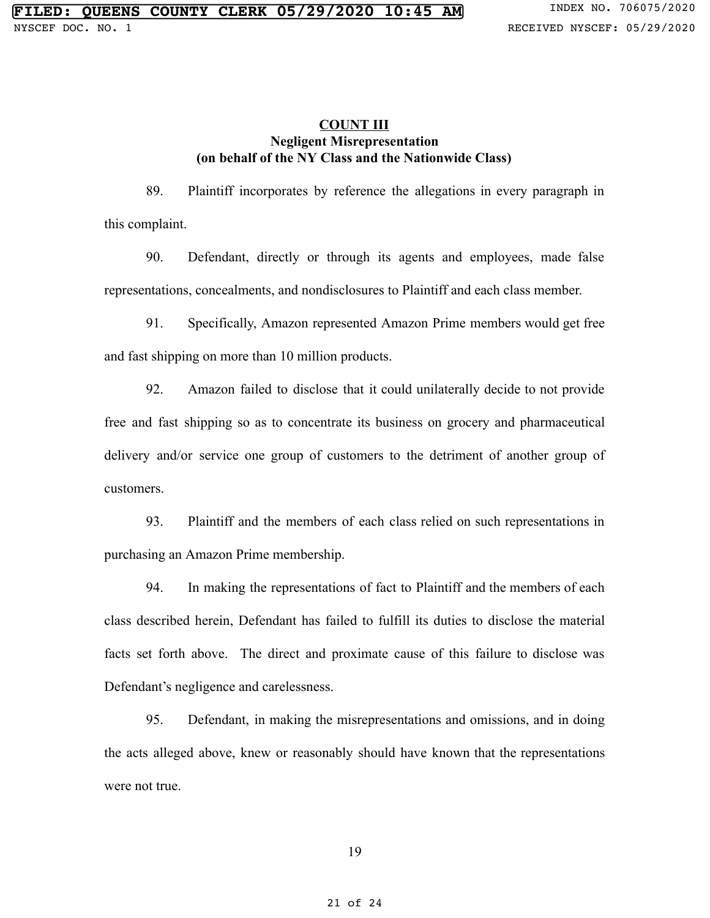## COUNT III
### Negligent Misrepresentation
### (on behalf of the NY Class and the Nationwide Class)

89. Plaintiff incorporates by reference the allegations in every paragraph in this complaint.

90. Defendant, directly or through its agents and employees, made false representations, concealments, and nondisclosures to Plaintiff and each class member.

91. Specifically, Amazon represented Amazon Prime members would get free and fast shipping on more than 10 million products.

92. Amazon failed to disclose that it could unilaterally decide to not provide free and fast shipping so as to concentrate its business on grocery and pharmaceutical delivery and/or service one group of customers to the detriment of another group of customers.

93. Plaintiff and the members of each class relied on such representations in purchasing an Amazon Prime membership.

94. In making the representations of fact to Plaintiff and the members of each class described herein, Defendant has failed to fulfill its duties to disclose the material facts set forth above. The direct and proximate cause of this failure to disclose was Defendant's negligence and carelessness.

95. Defendant, in making the misrepresentations and omissions, and in doing the acts alleged above, knew or reasonably should have known that the representations were not true.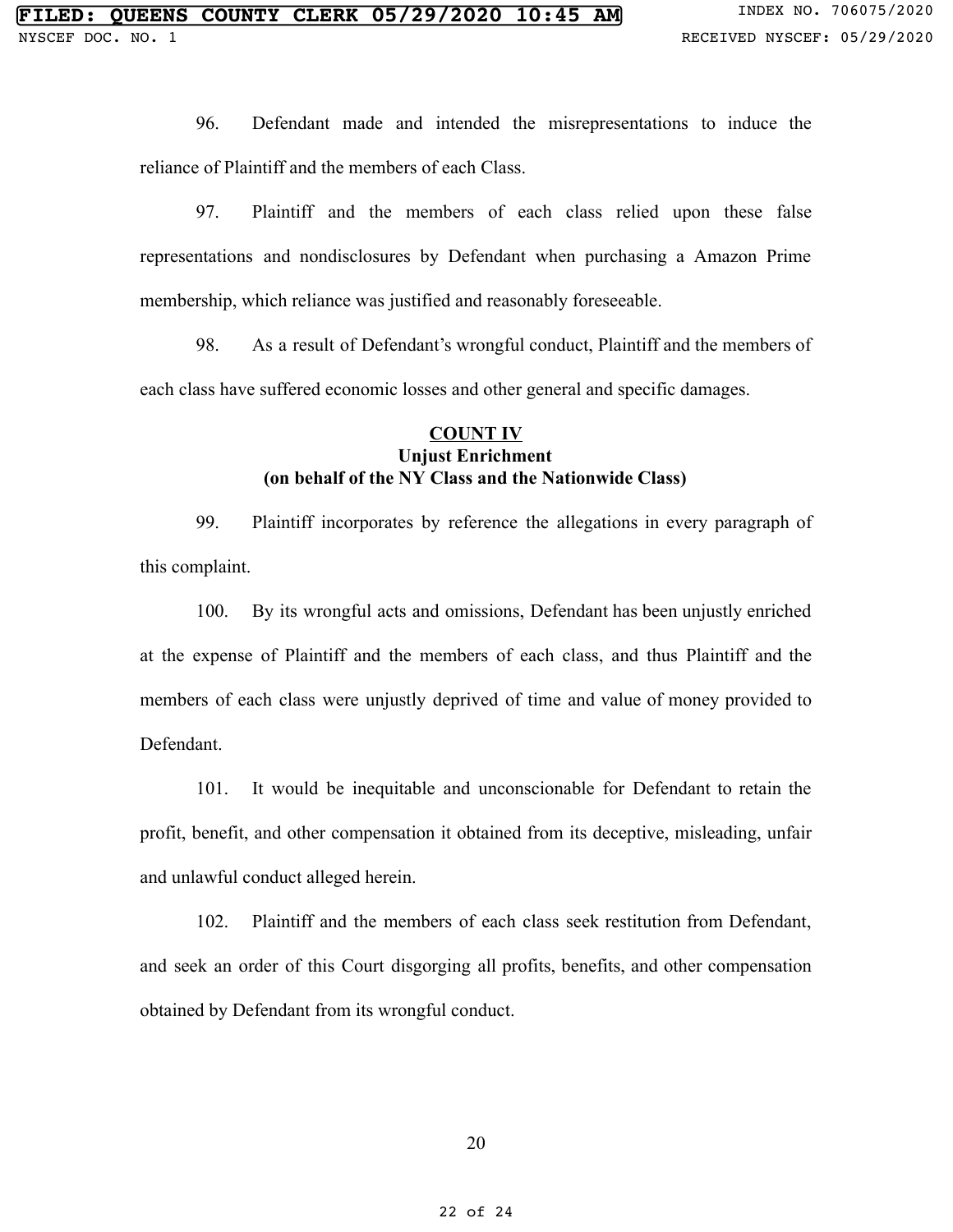96. Defendant made and intended the misrepresentations to induce the reliance of Plaintiff and the members of each Class.

97. Plaintiff and the members of each class relied upon these false representations and nondisclosures by Defendant when purchasing a Amazon Prime membership, which reliance was justified and reasonably foreseeable.

98. As a result of Defendant's wrongful conduct, Plaintiff and the members of each class have suffered economic losses and other general and specific damages.

**COUNT IV**
**Unjust Enrichment**
**(on behalf of the NY Class and the Nationwide Class)**

99. Plaintiff incorporates by reference the allegations in every paragraph of this complaint.

100. By its wrongful acts and omissions, Defendant has been unjustly enriched at the expense of Plaintiff and the members of each class, and thus Plaintiff and the members of each class were unjustly deprived of time and value of money provided to Defendant.

101. It would be inequitable and unconscionable for Defendant to retain the profit, benefit, and other compensation it obtained from its deceptive, misleading, unfair and unlawful conduct alleged herein.

102. Plaintiff and the members of each class seek restitution from Defendant, and seek an order of this Court disgorging all profits, benefits, and other compensation obtained by Defendant from its wrongful conduct.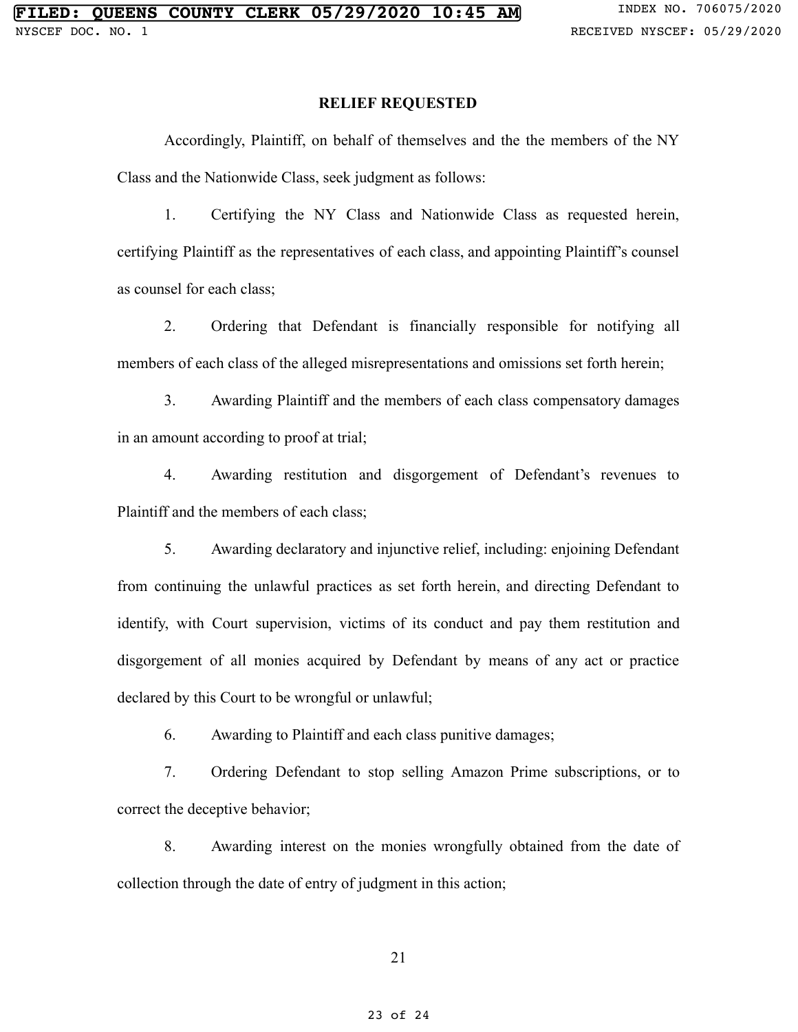## RELIEF REQUESTED

Accordingly, Plaintiff, on behalf of themselves and the the members of the NY Class and the Nationwide Class, seek judgment as follows:

1. Certifying the NY Class and Nationwide Class as requested herein, certifying Plaintiff as the representatives of each class, and appointing Plaintiff's counsel as counsel for each class;

2. Ordering that Defendant is financially responsible for notifying all members of each class of the alleged misrepresentations and omissions set forth herein;

3. Awarding Plaintiff and the members of each class compensatory damages in an amount according to proof at trial;

4. Awarding restitution and disgorgement of Defendant's revenues to Plaintiff and the members of each class;

5. Awarding declaratory and injunctive relief, including: enjoining Defendant from continuing the unlawful practices as set forth herein, and directing Defendant to identify, with Court supervision, victims of its conduct and pay them restitution and disgorgement of all monies acquired by Defendant by means of any act or practice declared by this Court to be wrongful or unlawful;

6. Awarding to Plaintiff and each class punitive damages;

7. Ordering Defendant to stop selling Amazon Prime subscriptions, or to correct the deceptive behavior;

8. Awarding interest on the monies wrongfully obtained from the date of collection through the date of entry of judgment in this action;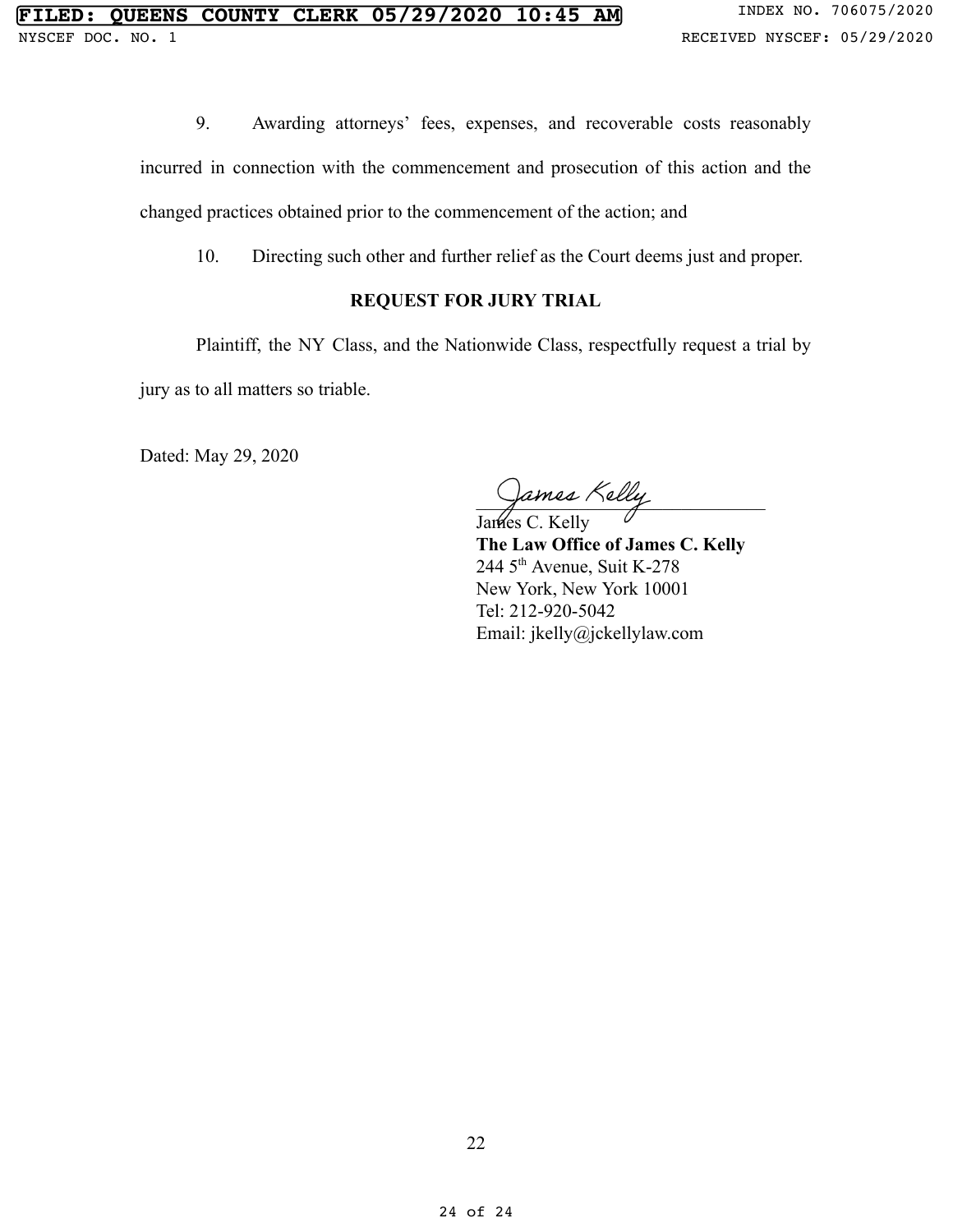9. Awarding attorneys' fees, expenses, and recoverable costs reasonably incurred in connection with the commencement and prosecution of this action and the changed practices obtained prior to the commencement of the action; and

10. Directing such other and further relief as the Court deems just and proper.

**REQUEST FOR JURY TRIAL**

Plaintiff, the NY Class, and the Nationwide Class, respectfully request a trial by jury as to all matters so triable.

Dated: May 29, 2020

James Kelly

James C. Kelly
**The Law Office of James C. Kelly**
244 5th Avenue, Suit K-278
New York, New York 10001
Tel: 212-920-5042
Email: jkelly@jckellylaw.com